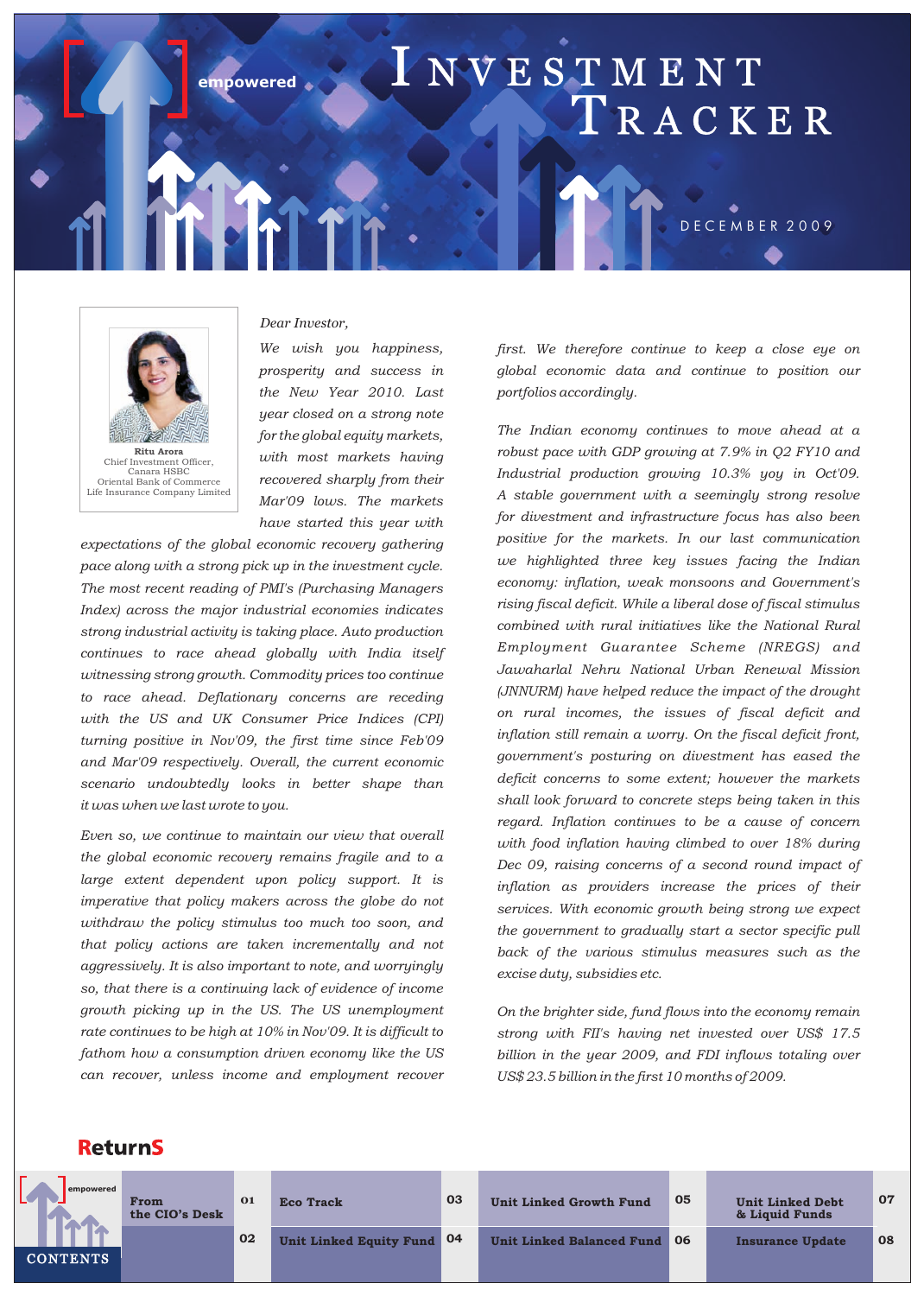empowered

# Investment Tracker

DECEMBER 2009

Ritu Arora
Chief Investment Officer,
Canara HSBC
Oriental Bank of Commerce
Life Insurance Company Limited

*Dear Investor,*

*We wish you happiness, prosperity and success in the New Year 2010. Last year closed on a strong note for the global equity markets, with most markets having recovered sharply from their Mar'09 lows. The markets have started this year with expectations of the global economic recovery gathering pace along with a strong pick up in the investment cycle. The most recent reading of PMI's (Purchasing Managers Index) across the major industrial economies indicates strong industrial activity is taking place. Auto production continues to race ahead globally with India itself witnessing strong growth. Commodity prices too continue to race ahead. Deflationary concerns are receding with the US and UK Consumer Price Indices (CPI) turning positive in Nov'09, the first time since Feb'09 and Mar'09 respectively. Overall, the current economic scenario undoubtedly looks in better shape than it was when we last wrote to you.*

*Even so, we continue to maintain our view that overall the global economic recovery remains fragile and to a large extent dependent upon policy support. It is imperative that policy makers across the globe do not withdraw the policy stimulus too much too soon, and that policy actions are taken incrementally and not aggressively. It is also important to note, and worryingly so, that there is a continuing lack of evidence of income growth picking up in the US. The US unemployment rate continues to be high at 10% in Nov'09. It is difficult to fathom how a consumption driven economy like the US can recover, unless income and employment recover first. We therefore continue to keep a close eye on global economic data and continue to position our portfolios accordingly.*

*The Indian economy continues to move ahead at a robust pace with GDP growing at 7.9% in Q2 FY10 and Industrial production growing 10.3% yoy in Oct'09. A stable government with a seemingly strong resolve for divestment and infrastructure focus has also been positive for the markets. In our last communication we highlighted three key issues facing the Indian economy: inflation, weak monsoons and Government's rising fiscal deficit. While a liberal dose of fiscal stimulus combined with rural initiatives like the National Rural Employment Guarantee Scheme (NREGS) and Jawaharlal Nehru National Urban Renewal Mission (JNNURM) have helped reduce the impact of the drought on rural incomes, the issues of fiscal deficit and inflation still remain a worry. On the fiscal deficit front, government's posturing on divestment has eased the deficit concerns to some extent; however the markets shall look forward to concrete steps being taken in this regard. Inflation continues to be a cause of concern with food inflation having climbed to over 18% during Dec 09, raising concerns of a second round impact of inflation as providers increase the prices of their services. With economic growth being strong we expect the government to gradually start a sector specific pull back of the various stimulus measures such as the excise duty, subsidies etc.*

*On the brighter side, fund flows into the economy remain strong with FII's having net invested over US$ 17.5 billion in the year 2009, and FDI inflows totaling over US$ 23.5 billion in the first 10 months of 2009.*

## ReturnS

**CONTENTS**

| Section | Page | Section | Page | Section | Page | Section | Page |
|---|---|---|---|---|---|---|---|
| From the CIO's Desk | 01 | Eco Track | 03 | Unit Linked Growth Fund | 05 | Unit Linked Debt & Liquid Funds | 07 |
| | 02 | Unit Linked Equity Fund | 04 | Unit Linked Balanced Fund | 06 | Insurance Update | 08 |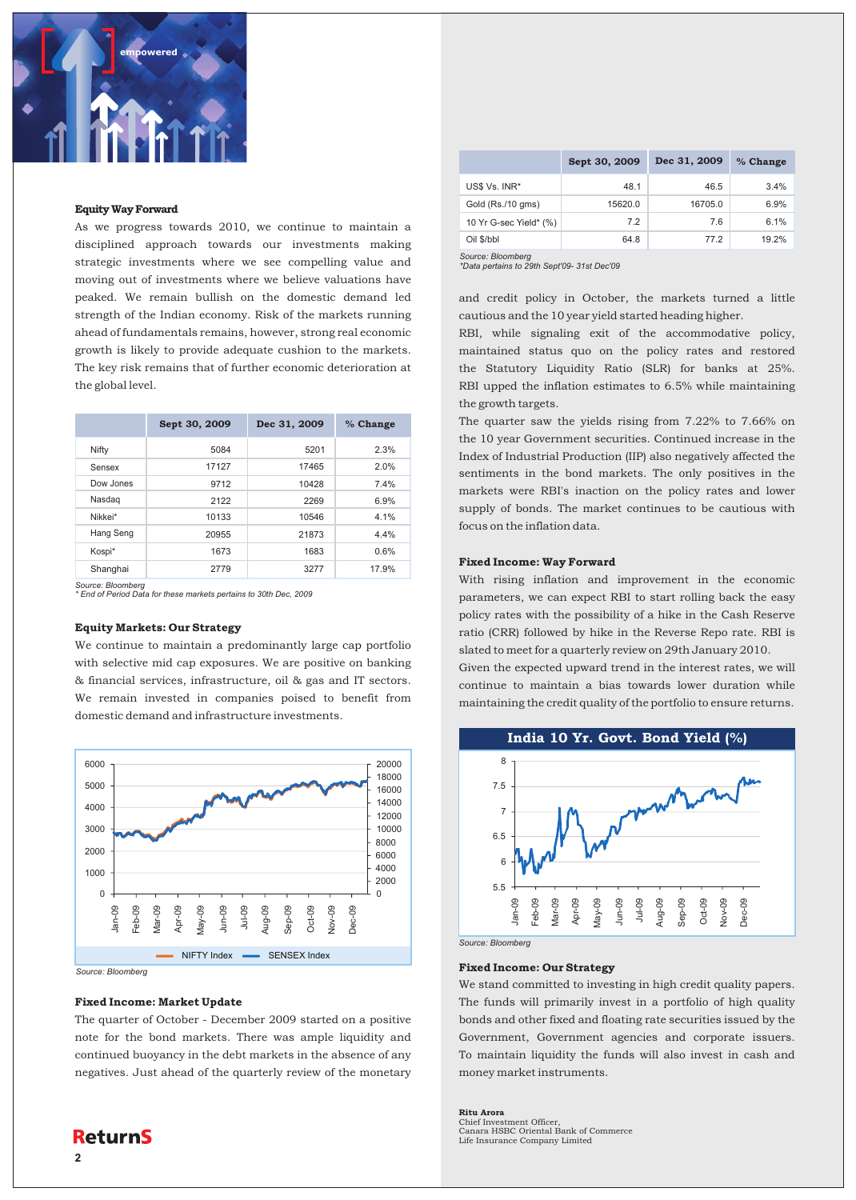### Equity Way Forward

As we progress towards 2010, we continue to maintain a disciplined approach towards our investments making strategic investments where we see compelling value and moving out of investments where we believe valuations have peaked. We remain bullish on the domestic demand led strength of the Indian economy. Risk of the markets running ahead of fundamentals remains, however, strong real economic growth is likely to provide adequate cushion to the markets. The key risk remains that of further economic deterioration at the global level.

| | Sept 30, 2009 | Dec 31, 2009 | % Change |
|---|---|---|---|
| Nifty | 5084 | 5201 | 2.3% |
| Sensex | 17127 | 17465 | 2.0% |
| Dow Jones | 9712 | 10428 | 7.4% |
| Nasdaq | 2122 | 2269 | 6.9% |
| Nikkei* | 10133 | 10546 | 4.1% |
| Hang Seng | 20955 | 21873 | 4.4% |
| Kospi* | 1673 | 1683 | 0.6% |
| Shanghai | 2779 | 3277 | 17.9% |

*Source: Bloomberg*
*\* End of Period Data for these markets pertains to 30th Dec, 2009*

### Equity Markets: Our Strategy

We continue to maintain a predominantly large cap portfolio with selective mid cap exposures. We are positive on banking & financial services, infrastructure, oil & gas and IT sectors. We remain invested in companies poised to benefit from domestic demand and infrastructure investments.

*Source: Bloomberg*

### Fixed Income: Market Update

The quarter of October - December 2009 started on a positive note for the bond markets. There was ample liquidity and continued buoyancy in the debt markets in the absence of any negatives. Just ahead of the quarterly review of the monetary and credit policy in October, the markets turned a little cautious and the 10 year yield started heading higher.

| | Sept 30, 2009 | Dec 31, 2009 | % Change |
|---|---|---|---|
| US$ Vs. INR* | 48.1 | 46.5 | 3.4% |
| Gold (Rs./10 gms) | 15620.0 | 16705.0 | 6.9% |
| 10 Yr G-sec Yield* (%) | 7.2 | 7.6 | 6.1% |
| Oil $/bbl | 64.8 | 77.2 | 19.2% |

*Source: Bloomberg*
*\*Data pertains to 29th Sept'09- 31st Dec'09*

RBI, while signaling exit of the accommodative policy, maintained status quo on the policy rates and restored the Statutory Liquidity Ratio (SLR) for banks at 25%. RBI upped the inflation estimates to 6.5% while maintaining the growth targets.

The quarter saw the yields rising from 7.22% to 7.66% on the 10 year Government securities. Continued increase in the Index of Industrial Production (IIP) also negatively affected the sentiments in the bond markets. The only positives in the markets were RBI's inaction on the policy rates and lower supply of bonds. The market continues to be cautious with focus on the inflation data.

### Fixed Income: Way Forward

With rising inflation and improvement in the economic parameters, we can expect RBI to start rolling back the easy policy rates with the possibility of a hike in the Cash Reserve ratio (CRR) followed by hike in the Reverse Repo rate. RBI is slated to meet for a quarterly review on 29th January 2010.

Given the expected upward trend in the interest rates, we will continue to maintain a bias towards lower duration while maintaining the credit quality of the portfolio to ensure returns.

**India 10 Yr. Govt. Bond Yield (%)**

*Source: Bloomberg*

### Fixed Income: Our Strategy

We stand committed to investing in high credit quality papers. The funds will primarily invest in a portfolio of high quality bonds and other fixed and floating rate securities issued by the Government, Government agencies and corporate issuers. To maintain liquidity the funds will also invest in cash and money market instruments.

**Ritu Arora**
Chief Investment Officer,
Canara HSBC Oriental Bank of Commerce
Life Insurance Company Limited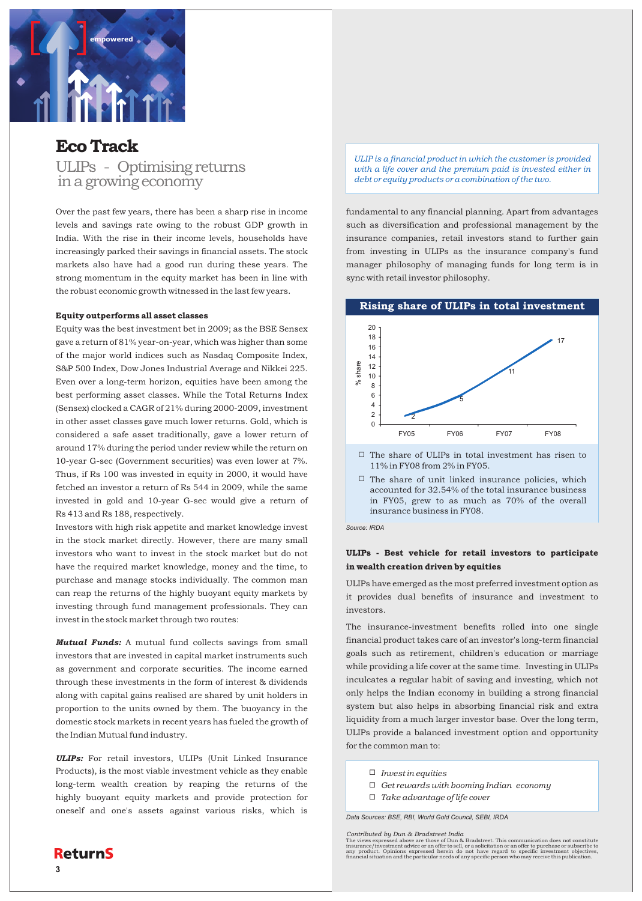# Eco Track

## ULIPs - Optimising returns in a growing economy

Over the past few years, there has been a sharp rise in income levels and savings rate owing to the robust GDP growth in India. With the rise in their income levels, households have increasingly parked their savings in financial assets. The stock markets also have had a good run during these years. The strong momentum in the equity market has been in line with the robust economic growth witnessed in the last few years.

**Equity outperforms all asset classes**

Equity was the best investment bet in 2009; as the BSE Sensex gave a return of 81% year-on-year, which was higher than some of the major world indices such as Nasdaq Composite Index, S&P 500 Index, Dow Jones Industrial Average and Nikkei 225. Even over a long-term horizon, equities have been among the best performing asset classes. While the Total Returns Index (Sensex) clocked a CAGR of 21% during 2000-2009, investment in other asset classes gave much lower returns. Gold, which is considered a safe asset traditionally, gave a lower return of around 17% during the period under review while the return on 10-year G-sec (Government securities) was even lower at 7%. Thus, if Rs 100 was invested in equity in 2000, it would have fetched an investor a return of Rs 544 in 2009, while the same invested in gold and 10-year G-sec would give a return of Rs 413 and Rs 188, respectively.

Investors with high risk appetite and market knowledge invest in the stock market directly. However, there are many small investors who want to invest in the stock market but do not have the required market knowledge, money and the time, to purchase and manage stocks individually. The common man can reap the returns of the highly buoyant equity markets by investing through fund management professionals. They can invest in the stock market through two routes:

***Mutual Funds:*** A mutual fund collects savings from small investors that are invested in capital market instruments such as government and corporate securities. The income earned through these investments in the form of interest & dividends along with capital gains realised are shared by unit holders in proportion to the units owned by them. The buoyancy in the domestic stock markets in recent years has fueled the growth of the Indian Mutual fund industry.

***ULIPs:*** For retail investors, ULIPs (Unit Linked Insurance Products), is the most viable investment vehicle as they enable long-term wealth creation by reaping the returns of the highly buoyant equity markets and provide protection for oneself and one's assets against various risks, which is fundamental to any financial planning. Apart from advantages such as diversification and professional management by the insurance companies, retail investors stand to further gain from investing in ULIPs as the insurance company's fund manager philosophy of managing funds for long term is in sync with retail investor philosophy.

*ULIP is a financial product in which the customer is provided with a life cover and the premium paid is invested either in debt or equity products or a combination of the two.*

**Rising share of ULIPs in total investment**

| | FY05 | FY06 | FY07 | FY08 |
|---|---|---|---|---|
| % share | 2 | 5 | 11 | 17 |

- The share of ULIPs in total investment has risen to 11% in FY08 from 2% in FY05.
- The share of unit linked insurance policies, which accounted for 32.54% of the total insurance business in FY05, grew to as much as 70% of the overall insurance business in FY08.

Source: IRDA

**ULIPs - Best vehicle for retail investors to participate in wealth creation driven by equities**

ULIPs have emerged as the most preferred investment option as it provides dual benefits of insurance and investment to investors.

The insurance-investment benefits rolled into one single financial product takes care of an investor's long-term financial goals such as retirement, children's education or marriage while providing a life cover at the same time. Investing in ULIPs inculcates a regular habit of saving and investing, which not only helps the Indian economy in building a strong financial system but also helps in absorbing financial risk and extra liquidity from a much larger investor base. Over the long term, ULIPs provide a balanced investment option and opportunity for the common man to:

- *Invest in equities*
- *Get rewards with booming Indian economy*
- *Take advantage of life cover*

Data Sources: BSE, RBI, World Gold Council, SEBI, IRDA

Contributed by Dun & Bradstreet India

The views expressed above are those of Dun & Bradstreet. This communication does not constitute insurance/investment advice or an offer to sell, or a solicitation or an offer to purchase or subscribe to any product. Opinions expressed herein do not have regard to specific investment objectives, financial situation and the particular needs of any specific person who may receive this publication.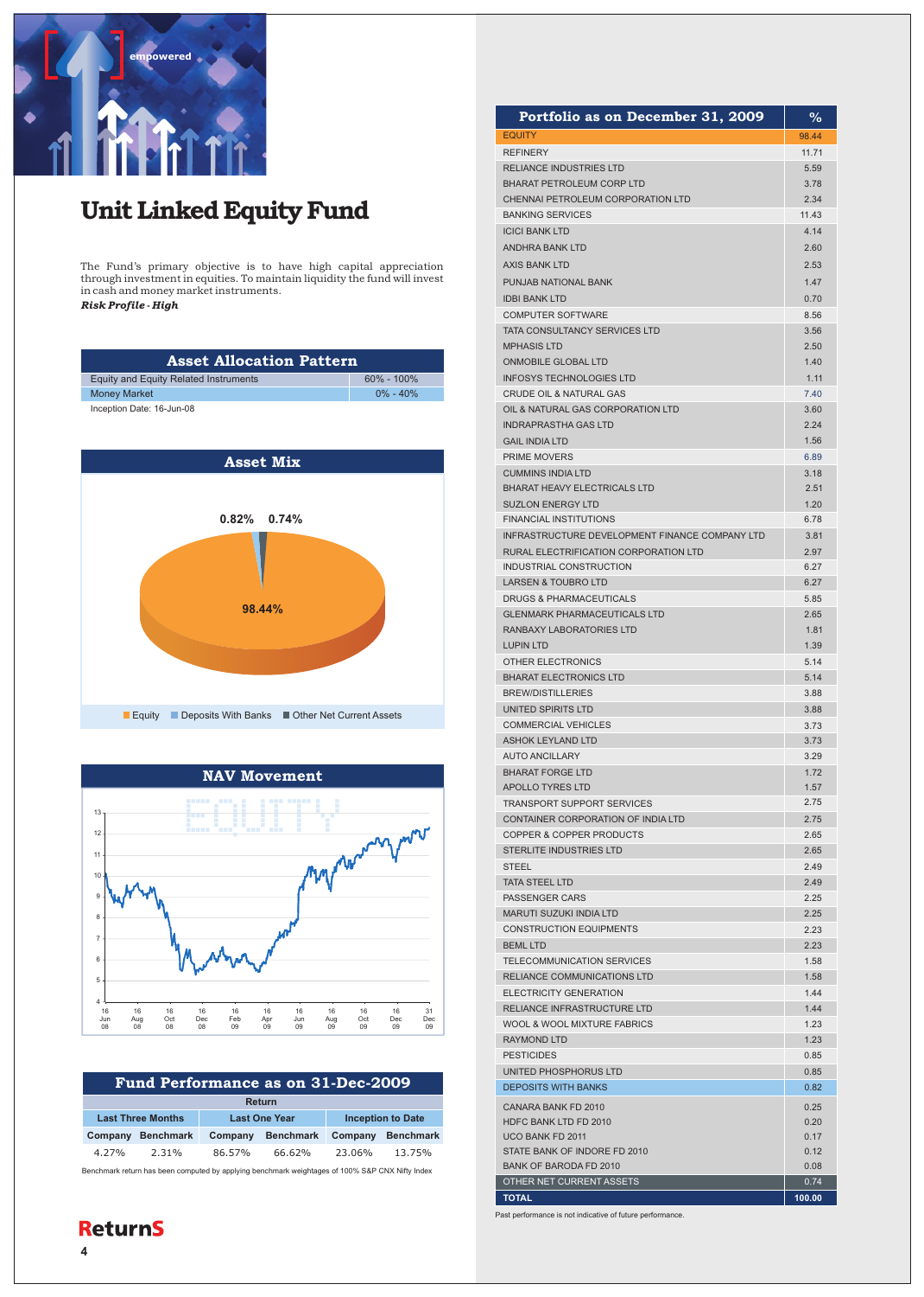# Unit Linked Equity Fund

The Fund's primary objective is to have high capital appreciation through investment in equities. To maintain liquidity the fund will invest in cash and money market instruments.

***Risk Profile - High***

| Asset Allocation Pattern | |
|---|---|
| Equity and Equity Related Instruments | 60% - 100% |
| Money Market | 0% - 40% |

Inception Date: 16-Jun-08

## Asset Mix

Equity: 98.44%
Deposits With Banks: 0.82%
Other Net Current Assets: 0.74%

## NAV Movement

## Fund Performance as on 31-Dec-2009

| Return | | | | | |
|---|---|---|---|---|---|
| Last Three Months | | Last One Year | | Inception to Date | |
| Company | Benchmark | Company | Benchmark | Company | Benchmark |
| 4.27% | 2.31% | 86.57% | 66.62% | 23.06% | 13.75% |

Benchmark return has been computed by applying benchmark weightages of 100% S&P CNX Nifty Index

| Portfolio as on December 31, 2009 | % |
|---|---|
| EQUITY | 98.44 |
| REFINERY | 11.71 |
| RELIANCE INDUSTRIES LTD | 5.59 |
| BHARAT PETROLEUM CORP LTD | 3.78 |
| CHENNAI PETROLEUM CORPORATION LTD | 2.34 |
| BANKING SERVICES | 11.43 |
| ICICI BANK LTD | 4.14 |
| ANDHRA BANK LTD | 2.60 |
| AXIS BANK LTD | 2.53 |
| PUNJAB NATIONAL BANK | 1.47 |
| IDBI BANK LTD | 0.70 |
| COMPUTER SOFTWARE | 8.56 |
| TATA CONSULTANCY SERVICES LTD | 3.56 |
| MPHASIS LTD | 2.50 |
| ONMOBILE GLOBAL LTD | 1.40 |
| INFOSYS TECHNOLOGIES LTD | 1.11 |
| CRUDE OIL & NATURAL GAS | 7.40 |
| OIL & NATURAL GAS CORPORATION LTD | 3.60 |
| INDRAPRASTHA GAS LTD | 2.24 |
| GAIL INDIA LTD | 1.56 |
| PRIME MOVERS | 6.89 |
| CUMMINS INDIA LTD | 3.18 |
| BHARAT HEAVY ELECTRICALS LTD | 2.51 |
| SUZLON ENERGY LTD | 1.20 |
| FINANCIAL INSTITUTIONS | 6.78 |
| INFRASTRUCTURE DEVELOPMENT FINANCE COMPANY LTD | 3.81 |
| RURAL ELECTRIFICATION CORPORATION LTD | 2.97 |
| INDUSTRIAL CONSTRUCTION | 6.27 |
| LARSEN & TOUBRO LTD | 6.27 |
| DRUGS & PHARMACEUTICALS | 5.85 |
| GLENMARK PHARMACEUTICALS LTD | 2.65 |
| RANBAXY LABORATORIES LTD | 1.81 |
| LUPIN LTD | 1.39 |
| OTHER ELECTRONICS | 5.14 |
| BHARAT ELECTRONICS LTD | 5.14 |
| BREW/DISTILLERIES | 3.88 |
| UNITED SPIRITS LTD | 3.88 |
| COMMERCIAL VEHICLES | 3.73 |
| ASHOK LEYLAND LTD | 3.73 |
| AUTO ANCILLARY | 3.29 |
| BHARAT FORGE LTD | 1.72 |
| APOLLO TYRES LTD | 1.57 |
| TRANSPORT SUPPORT SERVICES | 2.75 |
| CONTAINER CORPORATION OF INDIA LTD | 2.75 |
| COPPER & COPPER PRODUCTS | 2.65 |
| STERLITE INDUSTRIES LTD | 2.65 |
| STEEL | 2.49 |
| TATA STEEL LTD | 2.49 |
| PASSENGER CARS | 2.25 |
| MARUTI SUZUKI INDIA LTD | 2.25 |
| CONSTRUCTION EQUIPMENTS | 2.23 |
| BEML LTD | 2.23 |
| TELECOMMUNICATION SERVICES | 1.58 |
| RELIANCE COMMUNICATIONS LTD | 1.58 |
| ELECTRICITY GENERATION | 1.44 |
| RELIANCE INFRASTRUCTURE LTD | 1.44 |
| WOOL & WOOL MIXTURE FABRICS | 1.23 |
| RAYMOND LTD | 1.23 |
| PESTICIDES | 0.85 |
| UNITED PHOSPHORUS LTD | 0.85 |
| DEPOSITS WITH BANKS | 0.82 |
| CANARA BANK FD 2010 | 0.25 |
| HDFC BANK LTD FD 2010 | 0.20 |
| UCO BANK FD 2011 | 0.17 |
| STATE BANK OF INDORE FD 2010 | 0.12 |
| BANK OF BARODA FD 2010 | 0.08 |
| OTHER NET CURRENT ASSETS | 0.74 |
| TOTAL | 100.00 |

Past performance is not indicative of future performance.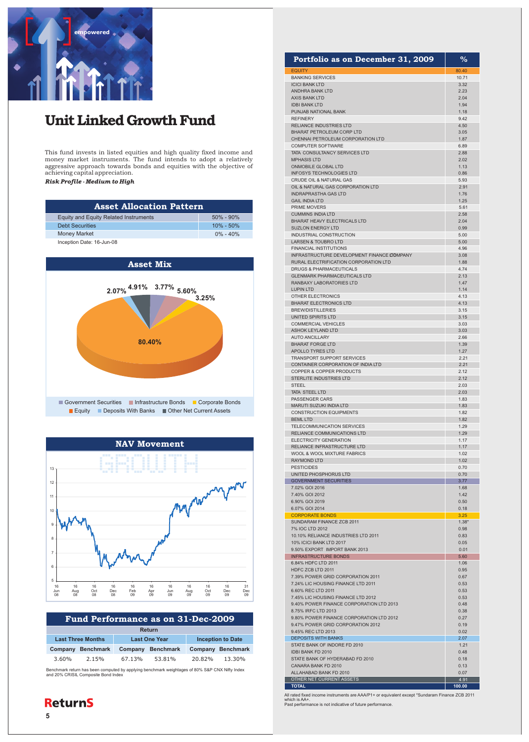# Unit Linked Growth Fund

This fund invests in listed equities and high quality fixed income and money market instruments. The fund intends to adopt a relatively aggressive approach towards bonds and equities with the objective of achieving capital appreciation.

***Risk Profile - Medium to High***

## Asset Allocation Pattern

| Asset Allocation Pattern | |
|---|---|
| Equity and Equity Related Instruments | 50% - 90% |
| Debt Securities | 10% - 50% |
| Money Market | 0% - 40% |

Inception Date: 16-Jun-08

## Asset Mix

| Asset | % |
|---|---|
| Equity | 80.40% |
| Government Securities | 3.77% |
| Infrastructure Bonds | 5.60% |
| Corporate Bonds | 3.25% |
| Deposits With Banks | 2.07% |
| Other Net Current Assets | 4.91% |

## NAV Movement

## Fund Performance as on 31-Dec-2009

| Last Three Months | | Last One Year | | Inception to Date | |
|---|---|---|---|---|---|
| Company | Benchmark | Company | Benchmark | Company | Benchmark |
| 3.60% | 2.15% | 67.13% | 53.81% | 20.82% | 13.30% |

Benchmark return has been computed by applying benchmark weightages of 80% S&P CNX Nifty Index and 20% CRISIL Composite Bond Index

## Portfolio as on December 31, 2009

| Portfolio as on December 31, 2009 | % |
|---|---|
| EQUITY | 80.40 |
| BANKING SERVICES | 10.71 |
| ICICI BANK LTD | 3.32 |
| ANDHRA BANK LTD | 2.23 |
| AXIS BANK LTD | 2.04 |
| IDBI BANK LTD | 1.94 |
| PUNJAB NATIONAL BANK | 1.18 |
| REFINERY | 9.42 |
| RELIANCE INDUSTRIES LTD | 4.50 |
| BHARAT PETROLEUM CORP LTD | 3.05 |
| CHENNAI PETROLEUM CORPORATION LTD | 1.87 |
| COMPUTER SOFTWARE | 6.89 |
| TATA CONSULTANCY SERVICES LTD | 2.88 |
| MPHASIS LTD | 2.02 |
| ONMOBILE GLOBAL LTD | 1.13 |
| INFOSYS TECHNOLOGIES LTD | 0.86 |
| CRUDE OIL & NATURAL GAS | 5.93 |
| OIL & NATURAL GAS CORPORATION LTD | 2.91 |
| INDRAPRASTHA GAS LTD | 1.76 |
| GAIL INDIA LTD | 1.25 |
| PRIME MOVERS | 5.61 |
| CUMMINS INDIA LTD | 2.58 |
| BHARAT HEAVY ELECTRICALS LTD | 2.04 |
| SUZLON ENERGY LTD | 0.99 |
| INDUSTRIAL CONSTRUCTION | 5.00 |
| LARSEN & TOUBRO LTD | 5.00 |
| FINANCIAL INSTITUTIONS | 4.96 |
| INFRASTRUCTURE DEVELOPMENT FINANCE COMPANY | 3.08 |
| RURAL ELECTRIFICATION CORPORATION LTD | 1.88 |
| DRUGS & PHARMACEUTICALS | 4.74 |
| GLENMARK PHARMACEUTICALS LTD | 2.13 |
| RANBAXY LABORATORIES LTD | 1.47 |
| LUPIN LTD | 1.14 |
| OTHER ELECTRONICS | 4.13 |
| BHARAT ELECTRONICS LTD | 4.13 |
| BREW/DISTILLERIES | 3.15 |
| UNITED SPIRITS LTD | 3.15 |
| COMMERCIAL VEHICLES | 3.03 |
| ASHOK LEYLAND LTD | 3.03 |
| AUTO ANCILLARY | 2.66 |
| BHARAT FORGE LTD | 1.39 |
| APOLLO TYRES LTD | 1.27 |
| TRANSPORT SUPPORT SERVICES | 2.21 |
| CONTAINER CORPORATION OF INDIA LTD | 2.21 |
| COPPER & COPPER PRODUCTS | 2.12 |
| STERLITE INDUSTRIES LTD | 2.12 |
| STEEL | 2.03 |
| TATA STEEL LTD | 2.03 |
| PASSENGER CARS | 1.83 |
| MARUTI SUZUKI INDIA LTD | 1.83 |
| CONSTRUCTION EQUIPMENTS | 1.82 |
| BEML LTD | 1.82 |
| TELECOMMUNICATION SERVICES | 1.29 |
| RELIANCE COMMUNICATIONS LTD | 1.29 |
| ELECTRICITY GENERATION | 1.17 |
| RELIANCE INFRASTRUCTURE LTD | 1.17 |
| WOOL & WOOL MIXTURE FABRICS | 1.02 |
| RAYMOND LTD | 1.02 |
| PESTICIDES | 0.70 |
| UNITED PHOSPHORUS LTD | 0.70 |
| GOVERNMENT SECURITIES | 3.77 |
| 7.02% GOI 2016 | 1.68 |
| 7.40% GOI 2012 | 1.42 |
| 6.90% GOI 2019 | 0.50 |
| 6.07% GOI 2014 | 0.18 |
| CORPORATE BONDS | 3.25 |
| SUNDARAM FINANCE ZCB 2011 | 1.38* |
| 7% IOC LTD 2012 | 0.98 |
| 10.10% RELIANCE INDUSTRIES LTD 2011 | 0.83 |
| 10% ICICI BANK LTD 2017 | 0.05 |
| 9.50% EXPORT IMPORT BANK 2013 | 0.01 |
| INFRASTRUCTURE BONDS | 5.60 |
| 6.84% HDFC LTD 2011 | 1.06 |
| HDFC ZCB LTD 2011 | 0.95 |
| 7.39% POWER GRID CORPORATION 2011 | 0.67 |
| 7.24% LIC HOUSING FINANCE LTD 2011 | 0.53 |
| 6.60% REC LTD 2011 | 0.53 |
| 7.45% LIC HOUSING FINANCE LTD 2012 | 0.53 |
| 9.40% POWER FINANCE CORPORATION LTD 2013 | 0.48 |
| 8.75% IRFC LTD 2013 | 0.38 |
| 9.80% POWER FINANCE CORPORATION LTD 2012 | 0.27 |
| 9.47% POWER GRID CORPORATION 2012 | 0.19 |
| 9.45% REC LTD 2013 | 0.02 |
| DEPOSITS WITH BANKS | 2.07 |
| STATE BANK OF INDORE FD 2010 | 1.21 |
| IDBI BANK FD 2010 | 0.48 |
| STATE BANK OF HYDERABAD FD 2010 | 0.18 |
| CANARA BANK FD 2010 | 0.13 |
| ALLAHABAD BANK FD 2010 | 0.07 |
| OTHER NET CURRENT ASSETS | 4.91 |
| TOTAL | 100.00 |

All rated fixed income instruments are AAA/P1+ or equivalent except *Sundaram Finance ZCB 2011 which is AA+.
Past performance is not indicative of future performance.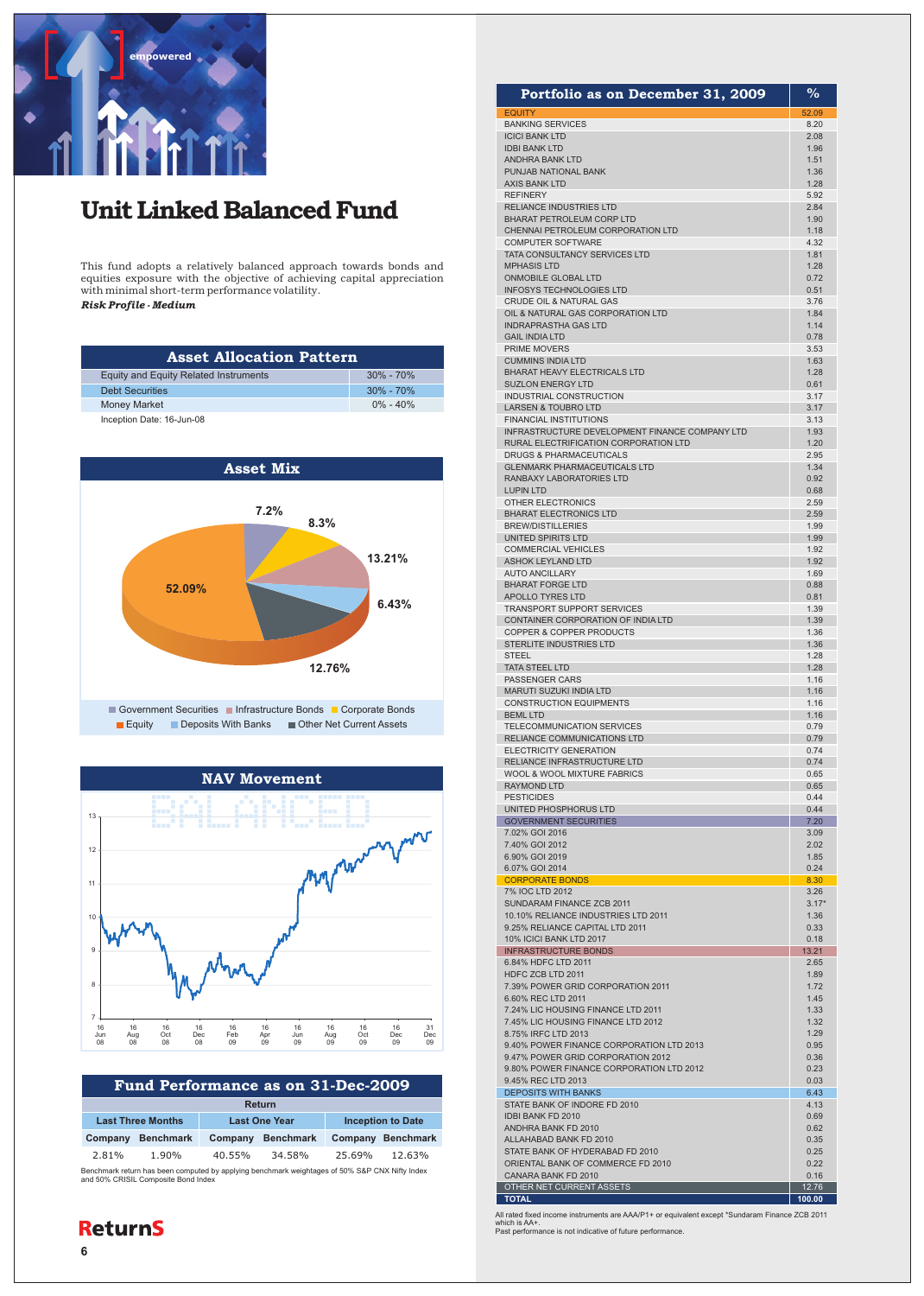# Unit Linked Balanced Fund

This fund adopts a relatively balanced approach towards bonds and equities exposure with the objective of achieving capital appreciation with minimal short-term performance volatility.

***Risk Profile - Medium***

## Asset Allocation Pattern

| Asset Allocation Pattern | |
|---|---|
| Equity and Equity Related Instruments | 30% - 70% |
| Debt Securities | 30% - 70% |
| Money Market | 0% - 40% |

Inception Date: 16-Jun-08

## Asset Mix

| Asset | % |
|---|---|
| Government Securities | 7.2% |
| Corporate Bonds | 8.3% |
| Infrastructure Bonds | 13.21% |
| Deposits With Banks | 6.43% |
| Other Net Current Assets | 12.76% |
| Equity | 52.09% |

## NAV Movement

## Fund Performance as on 31-Dec-2009

| Return | | | | | |
|---|---|---|---|---|---|
| Last Three Months | | Last One Year | | Inception to Date | |
| Company | Benchmark | Company | Benchmark | Company | Benchmark |
| 2.81% | 1.90% | 40.55% | 34.58% | 25.69% | 12.63% |

Benchmark return has been computed by applying benchmark weightages of 50% S&P CNX Nifty Index and 50% CRISIL Composite Bond Index

## Portfolio as on December 31, 2009

| Portfolio as on December 31, 2009 | % |
|---|---|
| EQUITY | 52.09 |
| BANKING SERVICES | 8.20 |
| ICICI BANK LTD | 2.08 |
| IDBI BANK LTD | 1.96 |
| ANDHRA BANK LTD | 1.51 |
| PUNJAB NATIONAL BANK | 1.36 |
| AXIS BANK LTD | 1.28 |
| REFINERY | 5.92 |
| RELIANCE INDUSTRIES LTD | 2.84 |
| BHARAT PETROLEUM CORP LTD | 1.90 |
| CHENNAI PETROLEUM CORPORATION LTD | 1.18 |
| COMPUTER SOFTWARE | 4.32 |
| TATA CONSULTANCY SERVICES LTD | 1.81 |
| MPHASIS LTD | 1.28 |
| ONMOBILE GLOBAL LTD | 0.72 |
| INFOSYS TECHNOLOGIES LTD | 0.51 |
| CRUDE OIL & NATURAL GAS | 3.76 |
| OIL & NATURAL GAS CORPORATION LTD | 1.84 |
| INDRAPRASTHA GAS LTD | 1.14 |
| GAIL INDIA LTD | 0.78 |
| PRIME MOVERS | 3.53 |
| CUMMINS INDIA LTD | 1.63 |
| BHARAT HEAVY ELECTRICALS LTD | 1.28 |
| SUZLON ENERGY LTD | 0.61 |
| INDUSTRIAL CONSTRUCTION | 3.17 |
| LARSEN & TOUBRO LTD | 3.17 |
| FINANCIAL INSTITUTIONS | 3.13 |
| INFRASTRUCTURE DEVELOPMENT FINANCE COMPANY LTD | 1.93 |
| RURAL ELECTRIFICATION CORPORATION LTD | 1.20 |
| DRUGS & PHARMACEUTICALS | 2.95 |
| GLENMARK PHARMACEUTICALS LTD | 1.34 |
| RANBAXY LABORATORIES LTD | 0.92 |
| LUPIN LTD | 0.68 |
| OTHER ELECTRONICS | 2.59 |
| BHARAT ELECTRONICS LTD | 2.59 |
| BREW/DISTILLERIES | 1.99 |
| UNITED SPIRITS LTD | 1.99 |
| COMMERCIAL VEHICLES | 1.92 |
| ASHOK LEYLAND LTD | 1.92 |
| AUTO ANCILLARY | 1.69 |
| BHARAT FORGE LTD | 0.88 |
| APOLLO TYRES LTD | 0.81 |
| TRANSPORT SUPPORT SERVICES | 1.39 |
| CONTAINER CORPORATION OF INDIA LTD | 1.39 |
| COPPER & COPPER PRODUCTS | 1.36 |
| STERLITE INDUSTRIES LTD | 1.36 |
| STEEL | 1.28 |
| TATA STEEL LTD | 1.28 |
| PASSENGER CARS | 1.16 |
| MARUTI SUZUKI INDIA LTD | 1.16 |
| CONSTRUCTION EQUIPMENTS | 1.16 |
| BEML LTD | 1.16 |
| TELECOMMUNICATION SERVICES | 0.79 |
| RELIANCE COMMUNICATIONS LTD | 0.79 |
| ELECTRICITY GENERATION | 0.74 |
| RELIANCE INFRASTRUCTURE LTD | 0.74 |
| WOOL & WOOL MIXTURE FABRICS | 0.65 |
| RAYMOND LTD | 0.65 |
| PESTICIDES | 0.44 |
| UNITED PHOSPHORUS LTD | 0.44 |
| GOVERNMENT SECURITIES | 7.20 |
| 7.02% GOI 2016 | 3.09 |
| 7.40% GOI 2012 | 2.02 |
| 6.90% GOI 2019 | 1.85 |
| 6.07% GOI 2014 | 0.24 |
| CORPORATE BONDS | 8.30 |
| 7% IOC LTD 2012 | 3.26 |
| SUNDARAM FINANCE ZCB 2011 | 3.17* |
| 10.10% RELIANCE INDUSTRIES LTD 2011 | 1.36 |
| 9.25% RELIANCE CAPITAL LTD 2011 | 0.33 |
| 10% ICICI BANK LTD 2017 | 0.18 |
| INFRASTRUCTURE BONDS | 13.21 |
| 6.84% HDFC LTD 2011 | 2.65 |
| HDFC ZCB LTD 2011 | 1.89 |
| 7.39% POWER GRID CORPORATION 2011 | 1.72 |
| 6.60% REC LTD 2011 | 1.45 |
| 7.24% LIC HOUSING FINANCE LTD 2011 | 1.33 |
| 7.45% LIC HOUSING FINANCE LTD 2012 | 1.32 |
| 8.75% IRFC LTD 2013 | 1.29 |
| 9.40% POWER FINANCE CORPORATION LTD 2013 | 0.95 |
| 9.47% POWER GRID CORPORATION 2012 | 0.36 |
| 9.80% POWER FINANCE CORPORATION LTD 2012 | 0.23 |
| 9.45% REC LTD 2013 | 0.03 |
| DEPOSITS WITH BANKS | 6.43 |
| STATE BANK OF INDORE FD 2010 | 4.13 |
| IDBI BANK FD 2010 | 0.69 |
| ANDHRA BANK FD 2010 | 0.62 |
| ALLAHABAD BANK FD 2010 | 0.35 |
| STATE BANK OF HYDERABAD FD 2010 | 0.25 |
| ORIENTAL BANK OF COMMERCE FD 2010 | 0.22 |
| CANARA BANK FD 2010 | 0.16 |
| OTHER NET CURRENT ASSETS | 12.76 |
| TOTAL | 100.00 |

All rated fixed income instruments are AAA/P1+ or equivalent except *Sundaram Finance ZCB 2011 which is AA+.

Past performance is not indicative of future performance.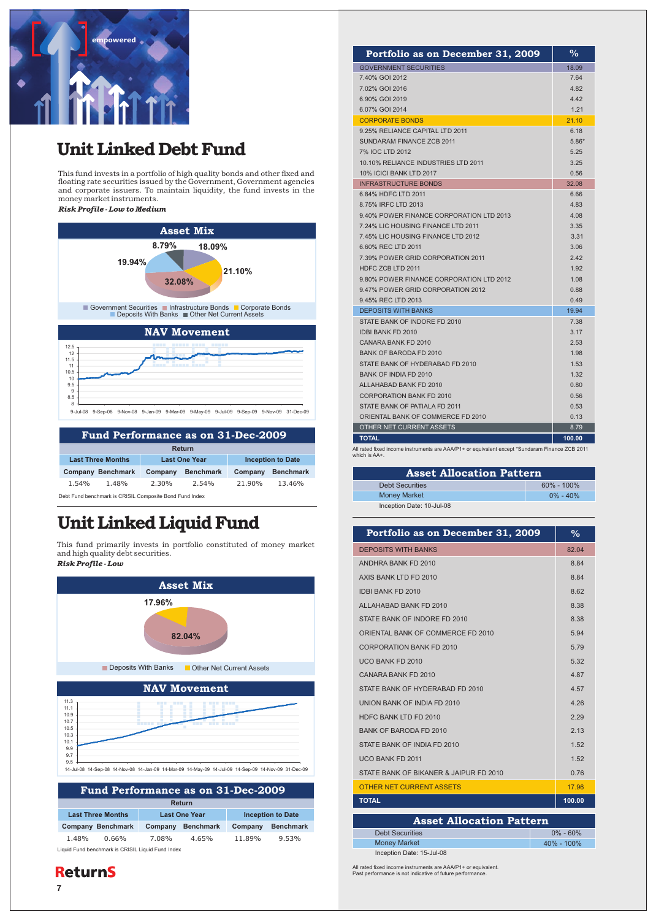# Unit Linked Debt Fund

This fund invests in a portfolio of high quality bonds and other fixed and floating rate securities issued by the Government, Government agencies and corporate issuers. To maintain liquidity, the fund invests in the money market instruments.

***Risk Profile - Low to Medium***

## Asset Mix

- Government Securities: 18.09%
- Infrastructure Bonds: 32.08%
- Corporate Bonds: 21.10%
- Deposits With Banks: 19.94%
- Other Net Current Assets: 8.79%

## NAV Movement

## Fund Performance as on 31-Dec-2009

| Return | | | | | |
|---|---|---|---|---|---|
| Last Three Months | | Last One Year | | Inception to Date | |
| Company | Benchmark | Company | Benchmark | Company | Benchmark |
| 1.54% | 1.48% | 2.30% | 2.54% | 21.90% | 13.46% |

Debt Fund benchmark is CRISIL Composite Bond Fund Index

| Portfolio as on December 31, 2009 | % |
|---|---|
| GOVERNMENT SECURITIES | 18.09 |
| 7.40% GOI 2012 | 7.64 |
| 7.02% GOI 2016 | 4.82 |
| 6.90% GOI 2019 | 4.42 |
| 6.07% GOI 2014 | 1.21 |
| CORPORATE BONDS | 21.10 |
| 9.25% RELIANCE CAPITAL LTD 2011 | 6.18 |
| SUNDARAM FINANCE ZCB 2011 | 5.86* |
| 7% IOC LTD 2012 | 5.25 |
| 10.10% RELIANCE INDUSTRIES LTD 2011 | 3.25 |
| 10% ICICI BANK LTD 2017 | 0.56 |
| INFRASTRUCTURE BONDS | 32.08 |
| 6.84% HDFC LTD 2011 | 6.66 |
| 8.75% IRFC LTD 2013 | 4.83 |
| 9.40% POWER FINANCE CORPORATION LTD 2013 | 4.08 |
| 7.24% LIC HOUSING FINANCE LTD 2011 | 3.35 |
| 7.45% LIC HOUSING FINANCE LTD 2012 | 3.31 |
| 6.60% REC LTD 2011 | 3.06 |
| 7.39% POWER GRID CORPORATION 2011 | 2.42 |
| HDFC ZCB LTD 2011 | 1.92 |
| 9.80% POWER FINANCE CORPORATION LTD 2012 | 1.08 |
| 9.47% POWER GRID CORPORATION 2012 | 0.88 |
| 9.45% REC LTD 2013 | 0.49 |
| DEPOSITS WITH BANKS | 19.94 |
| STATE BANK OF INDORE FD 2010 | 7.38 |
| IDBI BANK FD 2010 | 3.17 |
| CANARA BANK FD 2010 | 2.53 |
| BANK OF BARODA FD 2010 | 1.98 |
| STATE BANK OF HYDERABAD FD 2010 | 1.53 |
| BANK OF INDIA FD 2010 | 1.32 |
| ALLAHABAD BANK FD 2010 | 0.80 |
| CORPORATION BANK FD 2010 | 0.56 |
| STATE BANK OF PATIALA FD 2011 | 0.53 |
| ORIENTAL BANK OF COMMERCE FD 2010 | 0.13 |
| OTHER NET CURRENT ASSETS | 8.79 |
| TOTAL | 100.00 |

All rated fixed income instruments are AAA/P1+ or equivalent except *Sundaram Finance ZCB 2011 which is AA+.

## Asset Allocation Pattern

| | |
|---|---|
| Debt Securities | 60% - 100% |
| Money Market | 0% - 40% |

Inception Date: 10-Jul-08

# Unit Linked Liquid Fund

This fund primarily invests in portfolio constituted of money market and high quality debt securities.

***Risk Profile - Low***

## Asset Mix

- Deposits With Banks: 82.04%
- Other Net Current Assets: 17.96%

## NAV Movement

## Fund Performance as on 31-Dec-2009

| Return | | | | | |
|---|---|---|---|---|---|
| Last Three Months | | Last One Year | | Inception to Date | |
| Company | Benchmark | Company | Benchmark | Company | Benchmark |
| 1.48% | 0.66% | 7.08% | 4.65% | 11.89% | 9.53% |

Liquid Fund benchmark is CRISIL Liquid Fund Index

| Portfolio as on December 31, 2009 | % |
|---|---|
| DEPOSITS WITH BANKS | 82.04 |
| ANDHRA BANK FD 2010 | 8.84 |
| AXIS BANK LTD FD 2010 | 8.84 |
| IDBI BANK FD 2010 | 8.62 |
| ALLAHABAD BANK FD 2010 | 8.38 |
| STATE BANK OF INDORE FD 2010 | 8.38 |
| ORIENTAL BANK OF COMMERCE FD 2010 | 5.94 |
| CORPORATION BANK FD 2010 | 5.79 |
| UCO BANK FD 2010 | 5.32 |
| CANARA BANK FD 2010 | 4.87 |
| STATE BANK OF HYDERABAD FD 2010 | 4.57 |
| UNION BANK OF INDIA FD 2010 | 4.26 |
| HDFC BANK LTD FD 2010 | 2.29 |
| BANK OF BARODA FD 2010 | 2.13 |
| STATE BANK OF INDIA FD 2010 | 1.52 |
| UCO BANK FD 2011 | 1.52 |
| STATE BANK OF BIKANER & JAIPUR FD 2010 | 0.76 |
| OTHER NET CURRENT ASSETS | 17.96 |
| TOTAL | 100.00 |

## Asset Allocation Pattern

| | |
|---|---|
| Debt Securities | 0% - 60% |
| Money Market | 40% - 100% |

Inception Date: 15-Jul-08

All rated fixed income instruments are AAA/P1+ or equivalent.
Past performance is not indicative of future performance.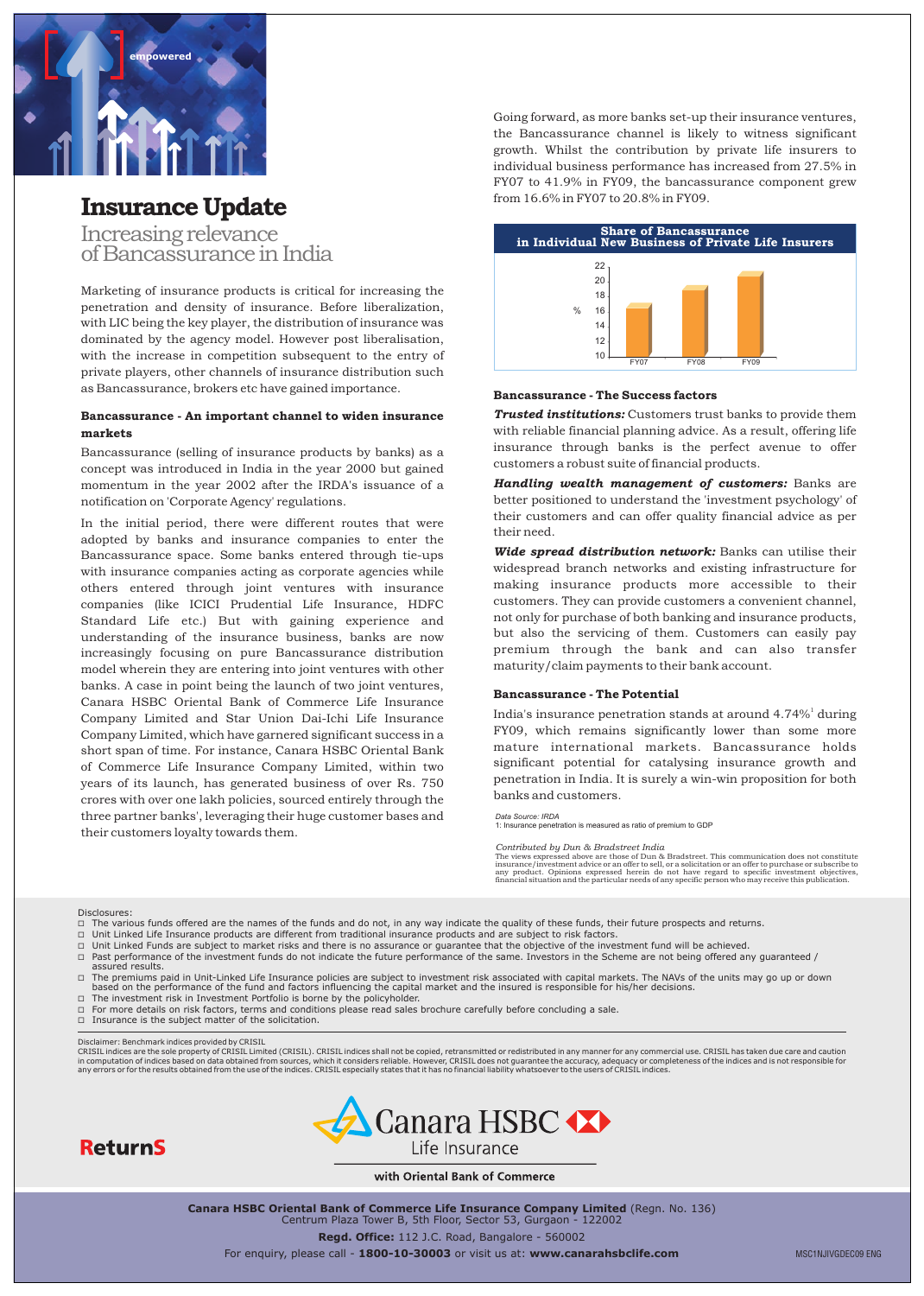empowered

# Insurance Update

## Increasing relevance of Bancassurance in India

Marketing of insurance products is critical for increasing the penetration and density of insurance. Before liberalization, with LIC being the key player, the distribution of insurance was dominated by the agency model. However post liberalisation, with the increase in competition subsequent to the entry of private players, other channels of insurance distribution such as Bancassurance, brokers etc have gained importance.

### Bancassurance - An important channel to widen insurance markets

Bancassurance (selling of insurance products by banks) as a concept was introduced in India in the year 2000 but gained momentum in the year 2002 after the IRDA's issuance of a notification on 'Corporate Agency' regulations.

In the initial period, there were different routes that were adopted by banks and insurance companies to enter the Bancassurance space. Some banks entered through tie-ups with insurance companies acting as corporate agencies while others entered through joint ventures with insurance companies (like ICICI Prudential Life Insurance, HDFC Standard Life etc.) But with gaining experience and understanding of the insurance business, banks are now increasingly focusing on pure Bancassurance distribution model wherein they are entering into joint ventures with other banks. A case in point being the launch of two joint ventures, Canara HSBC Oriental Bank of Commerce Life Insurance Company Limited and Star Union Dai-Ichi Life Insurance Company Limited, which have garnered significant success in a short span of time. For instance, Canara HSBC Oriental Bank of Commerce Life Insurance Company Limited, within two years of its launch, has generated business of over Rs. 750 crores with over one lakh policies, sourced entirely through the three partner banks', leveraging their huge customer bases and their customers loyalty towards them.

Going forward, as more banks set-up their insurance ventures, the Bancassurance channel is likely to witness significant growth. Whilst the contribution by private life insurers to individual business performance has increased from 27.5% in FY07 to 41.9% in FY09, the bancassurance component grew from 16.6% in FY07 to 20.8% in FY09.

**Share of Bancassurance in Individual New Business of Private Life Insurers**

%
22
20
18
16
14
12
10
FY07
FY08
FY09

### Bancassurance - The Success factors

***Trusted institutions:*** Customers trust banks to provide them with reliable financial planning advice. As a result, offering life insurance through banks is the perfect avenue to offer customers a robust suite of financial products.

***Handling wealth management of customers:*** Banks are better positioned to understand the 'investment psychology' of their customers and can offer quality financial advice as per their need.

***Wide spread distribution network:*** Banks can utilise their widespread branch networks and existing infrastructure for making insurance products more accessible to their customers. They can provide customers a convenient channel, not only for purchase of both banking and insurance products, but also the servicing of them. Customers can easily pay premium through the bank and can also transfer maturity/claim payments to their bank account.

### Bancassurance - The Potential

India's insurance penetration stands at around 4.74%[1] during FY09, which remains significantly lower than some more mature international markets. Bancassurance holds significant potential for catalysing insurance growth and penetration in India. It is surely a win-win proposition for both banks and customers.

*Data Source: IRDA*
1: Insurance penetration is measured as ratio of premium to GDP

*Contributed by Dun & Bradstreet India*
The views expressed above are those of Dun & Bradstreet. This communication does not constitute insurance/investment advice or an offer to sell, or a solicitation or an offer to purchase or subscribe to any product. Opinions expressed herein do not have regard to specific investment objectives, financial situation and the particular needs of any specific person who may receive this publication.

Disclosures:
- The various funds offered are the names of the funds and do not, in any way indicate the quality of these funds, their future prospects and returns.
- Unit Linked Life Insurance products are different from traditional insurance products and are subject to risk factors.
- Unit Linked Funds are subject to market risks and there is no assurance or guarantee that the objective of the investment fund will be achieved.
- Past performance of the investment funds do not indicate the future performance of the same. Investors in the Scheme are not being offered any guaranteed / assured results.
- The premiums paid in Unit-Linked Life Insurance policies are subject to investment risk associated with capital markets. The NAVs of the units may go up or down based on the performance of the fund and factors influencing the capital market and the insured is responsible for his/her decisions.
- The investment risk in Investment Portfolio is borne by the policyholder.
- For more details on risk factors, terms and conditions please read sales brochure carefully before concluding a sale.
- Insurance is the subject matter of the solicitation.

Disclaimer: Benchmark indices provided by CRISIL
CRISIL indices are the sole property of CRISIL Limited (CRISIL). CRISIL indices shall not be copied, retransmitted or redistributed in any manner for any commercial use. CRISIL has taken due care and caution in computation of indices based on data obtained from sources, which it considers reliable. However, CRISIL does not guarantee the accuracy, adequacy or completeness of the indices and is not responsible for any errors or for the results obtained from the use of the indices. CRISIL especially states that it has no financial liability whatsoever to the users of CRISIL indices.

**ReturnS**

Canara HSBC Life Insurance
with Oriental Bank of Commerce

**Canara HSBC Oriental Bank of Commerce Life Insurance Company Limited** (Regn. No. 136)
Centrum Plaza Tower B, 5th Floor, Sector 53, Gurgaon - 122002
**Regd. Office:** 112 J.C. Road, Bangalore - 560002
For enquiry, please call - **1800-10-30003** or visit us at: **www.canarahsbclife.com**

MSC1NJIVGDEC09 ENG